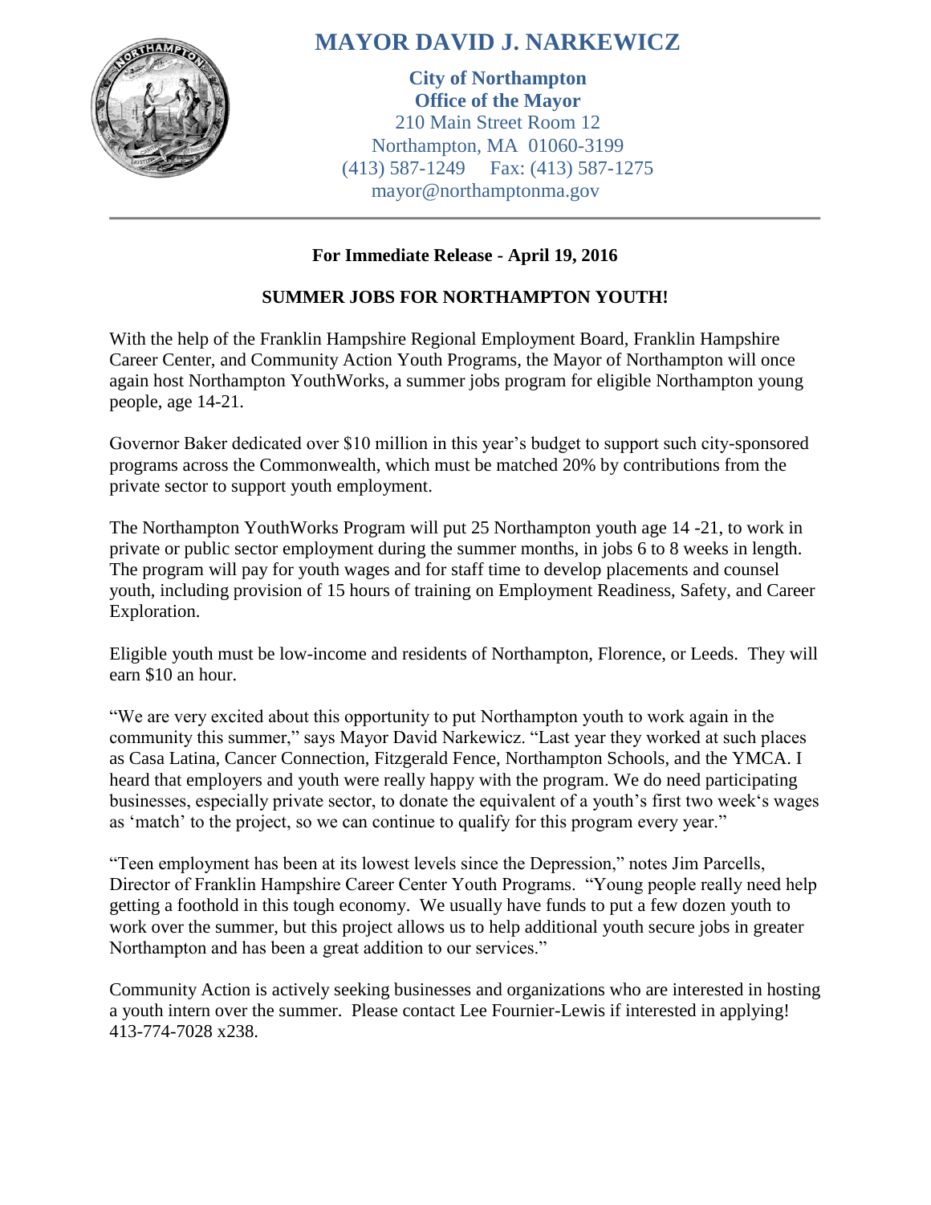# MAYOR DAVID J. NARKEWICZ

**City of Northampton**
**Office of the Mayor**
210 Main Street Room 12
Northampton, MA 01060-3199
(413) 587-1249 Fax: (413) 587-1275
mayor@northamptonma.gov

---

**For Immediate Release - April 19, 2016**

## SUMMER JOBS FOR NORTHAMPTON YOUTH!

With the help of the Franklin Hampshire Regional Employment Board, Franklin Hampshire Career Center, and Community Action Youth Programs, the Mayor of Northampton will once again host Northampton YouthWorks, a summer jobs program for eligible Northampton young people, age 14-21.

Governor Baker dedicated over $10 million in this year's budget to support such city-sponsored programs across the Commonwealth, which must be matched 20% by contributions from the private sector to support youth employment.

The Northampton YouthWorks Program will put 25 Northampton youth age 14 -21, to work in private or public sector employment during the summer months, in jobs 6 to 8 weeks in length. The program will pay for youth wages and for staff time to develop placements and counsel youth, including provision of 15 hours of training on Employment Readiness, Safety, and Career Exploration.

Eligible youth must be low-income and residents of Northampton, Florence, or Leeds. They will earn $10 an hour.

"We are very excited about this opportunity to put Northampton youth to work again in the community this summer," says Mayor David Narkewicz. "Last year they worked at such places as Casa Latina, Cancer Connection, Fitzgerald Fence, Northampton Schools, and the YMCA. I heard that employers and youth were really happy with the program. We do need participating businesses, especially private sector, to donate the equivalent of a youth's first two week's wages as 'match' to the project, so we can continue to qualify for this program every year."

"Teen employment has been at its lowest levels since the Depression," notes Jim Parcells, Director of Franklin Hampshire Career Center Youth Programs. "Young people really need help getting a foothold in this tough economy. We usually have funds to put a few dozen youth to work over the summer, but this project allows us to help additional youth secure jobs in greater Northampton and has been a great addition to our services."

Community Action is actively seeking businesses and organizations who are interested in hosting a youth intern over the summer. Please contact Lee Fournier-Lewis if interested in applying! 413-774-7028 x238.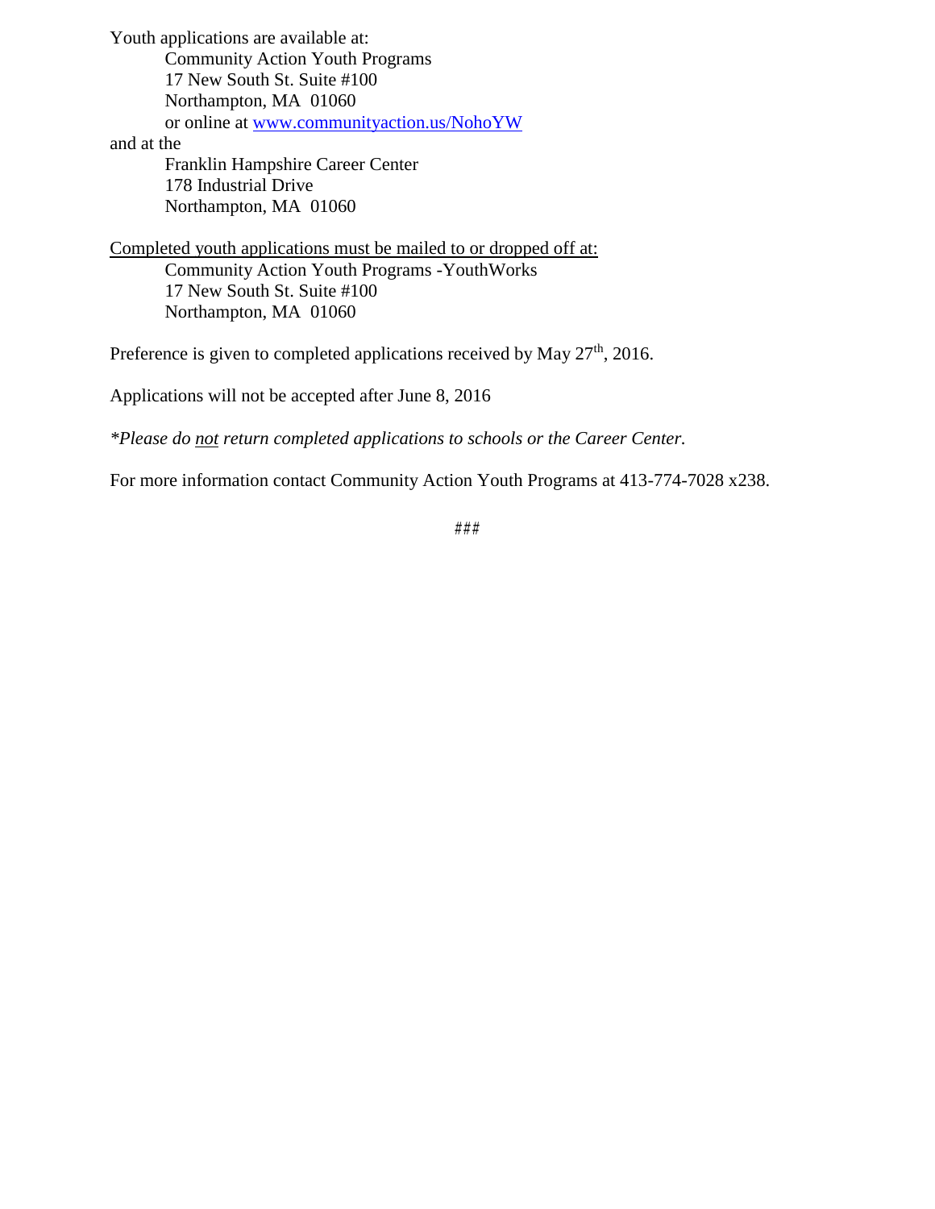Youth applications are available at:

Community Action Youth Programs
17 New South St. Suite #100
Northampton, MA 01060
or online at [www.communityaction.us/NohoYW](http://www.communityaction.us/NohoYW)

and at the

Franklin Hampshire Career Center
178 Industrial Drive
Northampton, MA 01060

<u>Completed youth applications must be mailed to or dropped off at:</u>

Community Action Youth Programs -YouthWorks
17 New South St. Suite #100
Northampton, MA 01060

Preference is given to completed applications received by May 27th, 2016.

Applications will not be accepted after June 8, 2016

*\*Please do <u>not</u> return completed applications to schools or the Career Center.*

For more information contact Community Action Youth Programs at 413-774-7028 x238.

###